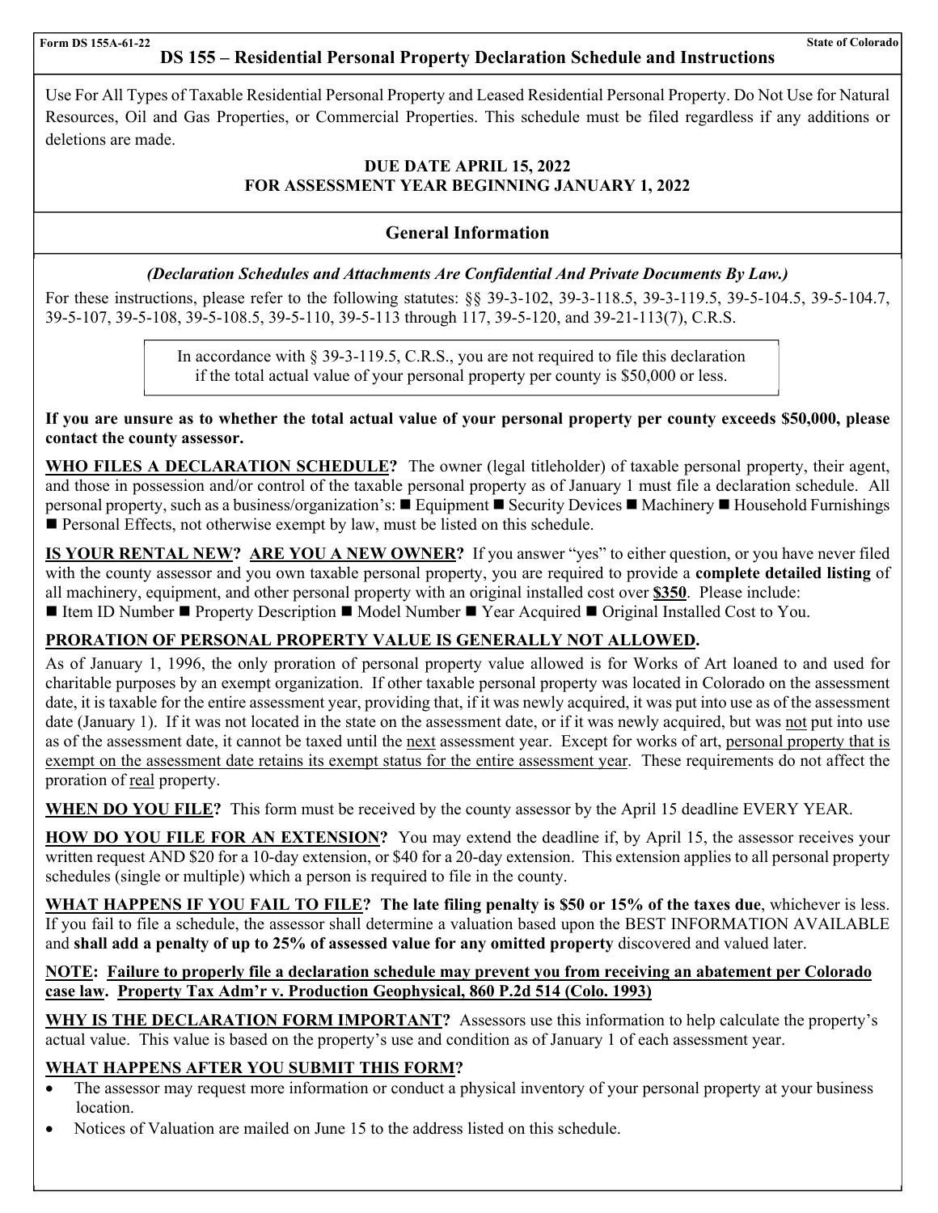Form DS 155A-61-22 State of Colorado

# DS 155 – Residential Personal Property Declaration Schedule and Instructions

Use For All Types of Taxable Residential Personal Property and Leased Residential Personal Property. Do Not Use for Natural Resources, Oil and Gas Properties, or Commercial Properties. This schedule must be filed regardless if any additions or deletions are made.

**DUE DATE APRIL 15, 2022**
**FOR ASSESSMENT YEAR BEGINNING JANUARY 1, 2022**

## General Information

***(Declaration Schedules and Attachments Are Confidential And Private Documents By Law.)***

For these instructions, please refer to the following statutes: §§ 39-3-102, 39-3-118.5, 39-3-119.5, 39-5-104.5, 39-5-104.7, 39-5-107, 39-5-108, 39-5-108.5, 39-5-110, 39-5-113 through 117, 39-5-120, and 39-21-113(7), C.R.S.

> In accordance with § 39-3-119.5, C.R.S., you are not required to file this declaration if the total actual value of your personal property per county is $50,000 or less.

**If you are unsure as to whether the total actual value of your personal property per county exceeds $50,000, please contact the county assessor.**

**WHO FILES A DECLARATION SCHEDULE?** The owner (legal titleholder) of taxable personal property, their agent, and those in possession and/or control of the taxable personal property as of January 1 must file a declaration schedule. All personal property, such as a business/organization's: ■ Equipment ■ Security Devices ■ Machinery ■ Household Furnishings ■ Personal Effects, not otherwise exempt by law, must be listed on this schedule.

**IS YOUR RENTAL NEW? ARE YOU A NEW OWNER?** If you answer "yes" to either question, or you have never filed with the county assessor and you own taxable personal property, you are required to provide a **complete detailed listing** of all machinery, equipment, and other personal property with an original installed cost over **$350**. Please include:
■ Item ID Number ■ Property Description ■ Model Number ■ Year Acquired ■ Original Installed Cost to You.

**PRORATION OF PERSONAL PROPERTY VALUE IS GENERALLY NOT ALLOWED.**

As of January 1, 1996, the only proration of personal property value allowed is for Works of Art loaned to and used for charitable purposes by an exempt organization. If other taxable personal property was located in Colorado on the assessment date, it is taxable for the entire assessment year, providing that, if it was newly acquired, it was put into use as of the assessment date (January 1). If it was not located in the state on the assessment date, or if it was newly acquired, but was not put into use as of the assessment date, it cannot be taxed until the next assessment year. Except for works of art, personal property that is exempt on the assessment date retains its exempt status for the entire assessment year. These requirements do not affect the proration of real property.

**WHEN DO YOU FILE?** This form must be received by the county assessor by the April 15 deadline EVERY YEAR.

**HOW DO YOU FILE FOR AN EXTENSION?** You may extend the deadline if, by April 15, the assessor receives your written request AND $20 for a 10-day extension, or $40 for a 20-day extension. This extension applies to all personal property schedules (single or multiple) which a person is required to file in the county.

**WHAT HAPPENS IF YOU FAIL TO FILE? The late filing penalty is $50 or 15% of the taxes due**, whichever is less. If you fail to file a schedule, the assessor shall determine a valuation based upon the BEST INFORMATION AVAILABLE and **shall add a penalty of up to 25% of assessed value for any omitted property** discovered and valued later.

**NOTE: Failure to properly file a declaration schedule may prevent you from receiving an abatement per Colorado case law. Property Tax Adm'r v. Production Geophysical, 860 P.2d 514 (Colo. 1993)**

**WHY IS THE DECLARATION FORM IMPORTANT?** Assessors use this information to help calculate the property's actual value. This value is based on the property's use and condition as of January 1 of each assessment year.

**WHAT HAPPENS AFTER YOU SUBMIT THIS FORM?**

- The assessor may request more information or conduct a physical inventory of your personal property at your business location.
- Notices of Valuation are mailed on June 15 to the address listed on this schedule.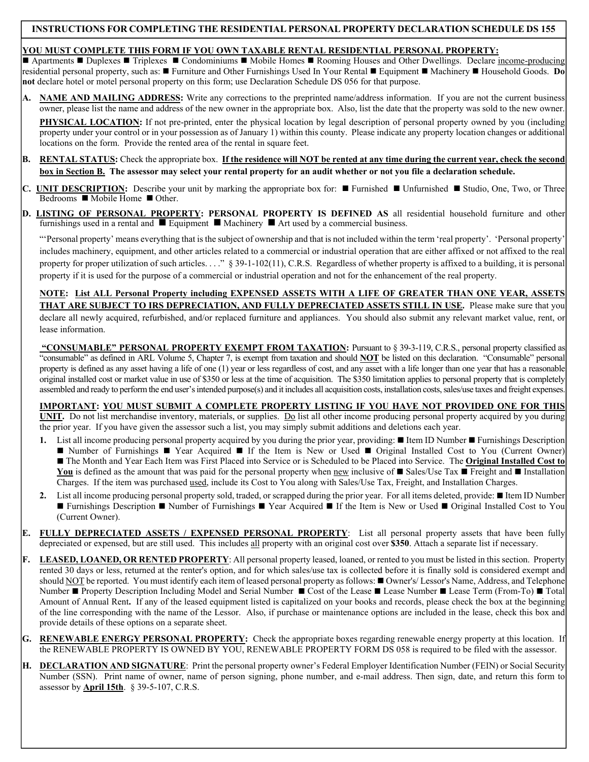## INSTRUCTIONS FOR COMPLETING THE RESIDENTIAL PERSONAL PROPERTY DECLARATION SCHEDULE DS 155

**YOU MUST COMPLETE THIS FORM IF YOU OWN TAXABLE RENTAL RESIDENTIAL PERSONAL PROPERTY:**
■ Apartments ■ Duplexes ■ Triplexes ■ Condominiums ■ Mobile Homes ■ Rooming Houses and Other Dwellings. Declare income-producing residential personal property, such as: ■ Furniture and Other Furnishings Used In Your Rental ■ Equipment ■ Machinery ■ Household Goods. **Do not** declare hotel or motel personal property on this form; use Declaration Schedule DS 056 for that purpose.

**A. NAME AND MAILING ADDRESS:** Write any corrections to the preprinted name/address information. If you are not the current business owner, please list the name and address of the new owner in the appropriate box. Also, list the date that the property was sold to the new owner.

**PHYSICAL LOCATION:** If not pre-printed, enter the physical location by legal description of personal property owned by you (including property under your control or in your possession as of January 1) within this county. Please indicate any property location changes or additional locations on the form. Provide the rented area of the rental in square feet.

**B. RENTAL STATUS:** Check the appropriate box. **If the residence will NOT be rented at any time during the current year, check the second box in Section B. The assessor may select your rental property for an audit whether or not you file a declaration schedule.**

**C. UNIT DESCRIPTION:** Describe your unit by marking the appropriate box for: ■ Furnished ■ Unfurnished ■ Studio, One, Two, or Three Bedrooms ■ Mobile Home ■ Other.

**D. LISTING OF PERSONAL PROPERTY: PERSONAL PROPERTY IS DEFINED AS** all residential household furniture and other furnishings used in a rental and ■ Equipment ■ Machinery ■ Art used by a commercial business.

"'Personal property' means everything that is the subject of ownership and that is not included within the term 'real property'. 'Personal property' includes machinery, equipment, and other articles related to a commercial or industrial operation that are either affixed or not affixed to the real property for proper utilization of such articles. . . ." § 39-1-102(11), C.R.S. Regardless of whether property is affixed to a building, it is personal property if it is used for the purpose of a commercial or industrial operation and not for the enhancement of the real property.

**NOTE: List ALL Personal Property including EXPENSED ASSETS WITH A LIFE OF GREATER THAN ONE YEAR, ASSETS THAT ARE SUBJECT TO IRS DEPRECIATION, AND FULLY DEPRECIATED ASSETS STILL IN USE.** Please make sure that you declare all newly acquired, refurbished, and/or replaced furniture and appliances. You should also submit any relevant market value, rent, or lease information.

**"CONSUMABLE" PERSONAL PROPERTY EXEMPT FROM TAXATION:** Pursuant to § 39-3-119, C.R.S., personal property classified as "consumable" as defined in ARL Volume 5, Chapter 7, is exempt from taxation and should **NOT** be listed on this declaration. "Consumable" personal property is defined as any asset having a life of one (1) year or less regardless of cost, and any asset with a life longer than one year that has a reasonable original installed cost or market value in use of $350 or less at the time of acquisition. The $350 limitation applies to personal property that is completely assembled and ready to perform the end user's intended purpose(s) and it includes all acquisition costs, installation costs, sales/use taxes and freight expenses.

**IMPORTANT: YOU MUST SUBMIT A COMPLETE PROPERTY LISTING IF YOU HAVE NOT PROVIDED ONE FOR THIS UNIT.** Do not list merchandise inventory, materials, or supplies. Do list all other income producing personal property acquired by you during the prior year. If you have given the assessor such a list, you may simply submit additions and deletions each year.

1. List all income producing personal property acquired by you during the prior year, providing: ■ Item ID Number ■ Furnishings Description ■ Number of Furnishings ■ Year Acquired ■ If the Item is New or Used ■ Original Installed Cost to You (Current Owner) ■ The Month and Year Each Item was First Placed into Service or is Scheduled to be Placed into Service. The **Original Installed Cost to You** is defined as the amount that was paid for the personal property when new inclusive of ■ Sales/Use Tax ■ Freight and ■ Installation Charges. If the item was purchased used, include its Cost to You along with Sales/Use Tax, Freight, and Installation Charges.
2. List all income producing personal property sold, traded, or scrapped during the prior year. For all items deleted, provide: ■ Item ID Number ■ Furnishings Description ■ Number of Furnishings ■ Year Acquired ■ If the Item is New or Used ■ Original Installed Cost to You (Current Owner).

**E. FULLY DEPRECIATED ASSETS / EXPENSED PERSONAL PROPERTY:** List all personal property assets that have been fully depreciated or expensed, but are still used. This includes all property with an original cost over **$350**. Attach a separate list if necessary.

**F. LEASED, LOANED, OR RENTED PROPERTY:** All personal property leased, loaned, or rented to you must be listed in this section. Property rented 30 days or less, returned at the renter's option, and for which sales/use tax is collected before it is finally sold is considered exempt and should NOT be reported. You must identify each item of leased personal property as follows: ■ Owner's/ Lessor's Name, Address, and Telephone Number ■ Property Description Including Model and Serial Number ■ Cost of the Lease ■ Lease Number ■ Lease Term (From-To) ■ Total Amount of Annual Rent**.** If any of the leased equipment listed is capitalized on your books and records, please check the box at the beginning of the line corresponding with the name of the Lessor. Also, if purchase or maintenance options are included in the lease, check this box and provide details of these options on a separate sheet.

**G. RENEWABLE ENERGY PERSONAL PROPERTY:** Check the appropriate boxes regarding renewable energy property at this location. If the RENEWABLE PROPERTY IS OWNED BY YOU, RENEWABLE PROPERTY FORM DS 058 is required to be filed with the assessor.

**H. DECLARATION AND SIGNATURE:** Print the personal property owner's Federal Employer Identification Number (FEIN) or Social Security Number (SSN). Print name of owner, name of person signing, phone number, and e-mail address. Then sign, date, and return this form to assessor by **April 15th**. § 39-5-107, C.R.S.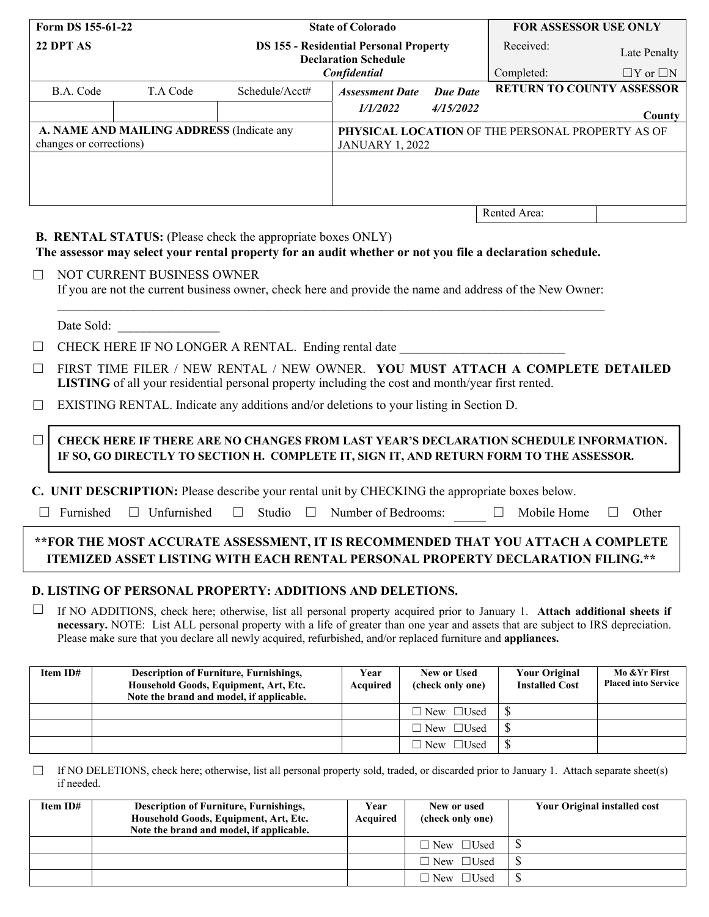| Form DS 155-61-22 | State of Colorado | FOR ASSESSOR USE ONLY |
|---|---|---|
| 22 DPT AS | DS 155 - Residential Personal Property Declaration Schedule *Confidential* | Received: Late Penalty<br>Completed: ☐Y or ☐N |

| B.A. Code | T.A Code | Schedule/Acct# | *Assessment Date* | *Due Date* | RETURN TO COUNTY ASSESSOR |
|---|---|---|---|---|---|
| | | | *1/1/2022* | *4/15/2022* | County |

| **A. NAME AND MAILING ADDRESS** (Indicate any changes or corrections) | **PHYSICAL LOCATION** OF THE PERSONAL PROPERTY AS OF JANUARY 1, 2022 |
|---|---|
| | |
| | Rented Area: |

**B. RENTAL STATUS:** (Please check the appropriate boxes ONLY)

**The assessor may select your rental property for an audit whether or not you file a declaration schedule.**

☐ NOT CURRENT BUSINESS OWNER
If you are not the current business owner, check here and provide the name and address of the New Owner:
\_\_\_\_\_\_\_\_\_\_\_\_\_\_\_\_\_\_\_\_\_\_\_\_\_\_\_\_\_\_\_\_\_\_\_\_\_\_\_\_\_\_\_\_\_\_\_\_\_\_\_\_\_\_\_\_\_\_\_\_\_\_\_\_\_\_\_\_\_\_

Date Sold: \_\_\_\_\_\_\_\_\_\_\_\_\_\_\_\_

☐ CHECK HERE IF NO LONGER A RENTAL. Ending rental date \_\_\_\_\_\_\_\_\_\_\_\_\_\_\_\_\_\_\_\_\_\_\_\_\_\_

☐ FIRST TIME FILER / NEW RENTAL / NEW OWNER. **YOU MUST ATTACH A COMPLETE DETAILED LISTING** of all your residential personal property including the cost and month/year first rented.

☐ EXISTING RENTAL. Indicate any additions and/or deletions to your listing in Section D.

☐ **CHECK HERE IF THERE ARE NO CHANGES FROM LAST YEAR'S DECLARATION SCHEDULE INFORMATION. IF SO, GO DIRECTLY TO SECTION H. COMPLETE IT, SIGN IT, AND RETURN FORM TO THE ASSESSOR.**

**C. UNIT DESCRIPTION:** Please describe your rental unit by CHECKING the appropriate boxes below.

☐ Furnished ☐ Unfurnished ☐ Studio ☐ Number of Bedrooms: \_\_\_\_\_ ☐ Mobile Home ☐ Other

**\*\*FOR THE MOST ACCURATE ASSESSMENT, IT IS RECOMMENDED THAT YOU ATTACH A COMPLETE ITEMIZED ASSET LISTING WITH EACH RENTAL PERSONAL PROPERTY DECLARATION FILING.\*\***

**D. LISTING OF PERSONAL PROPERTY: ADDITIONS AND DELETIONS.**

☐ If NO ADDITIONS, check here; otherwise, list all personal property acquired prior to January 1. **Attach additional sheets if necessary.** NOTE: List ALL personal property with a life of greater than one year and assets that are subject to IRS depreciation. Please make sure that you declare all newly acquired, refurbished, and/or replaced furniture and **appliances.**

| Item ID# | Description of Furniture, Furnishings, Household Goods, Equipment, Art, Etc. Note the brand and model, if applicable. | Year Acquired | New or Used (check only one) | Your Original Installed Cost | Mo &Yr First Placed into Service |
|---|---|---|---|---|---|
| | | | ☐ New ☐Used | $ | |
| | | | ☐ New ☐Used | $ | |
| | | | ☐ New ☐Used | $ | |

☐ If NO DELETIONS, check here; otherwise, list all personal property sold, traded, or discarded prior to January 1. Attach separate sheet(s) if needed.

| Item ID# | Description of Furniture, Furnishings, Household Goods, Equipment, Art, Etc. Note the brand and model, if applicable. | Year Acquired | New or used (check only one) | Your Original installed cost |
|---|---|---|---|---|
| | | | ☐ New ☐Used | $ |
| | | | ☐ New ☐Used | $ |
| | | | ☐ New ☐Used | $ |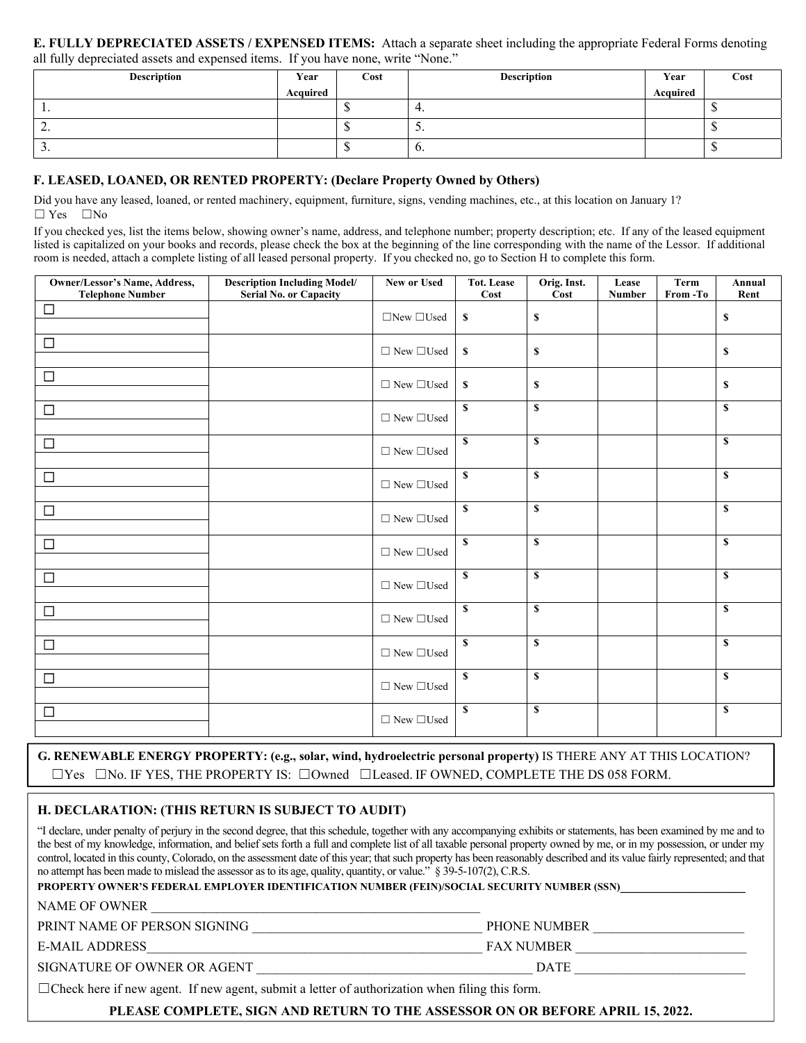**E. FULLY DEPRECIATED ASSETS / EXPENSED ITEMS:** Attach a separate sheet including the appropriate Federal Forms denoting all fully depreciated assets and expensed items. If you have none, write "None."

| Description | Year Acquired | Cost | Description | Year Acquired | Cost |
|---|---|---|---|---|---|
| 1. | | $ | 4. | | $ |
| 2. | | $ | 5. | | $ |
| 3. | | $ | 6. | | $ |

**F. LEASED, LOANED, OR RENTED PROPERTY: (Declare Property Owned by Others)**

Did you have any leased, loaned, or rented machinery, equipment, furniture, signs, vending machines, etc., at this location on January 1?
☐ Yes ☐No

If you checked yes, list the items below, showing owner's name, address, and telephone number; property description; etc. If any of the leased equipment listed is capitalized on your books and records, please check the box at the beginning of the line corresponding with the name of the Lessor. If additional room is needed, attach a complete listing of all leased personal property. If you checked no, go to Section H to complete this form.

| Owner/Lessor's Name, Address, Telephone Number | Description Including Model/ Serial No. or Capacity | New or Used | Tot. Lease Cost | Orig. Inst. Cost | Lease Number | Term From -To | Annual Rent |
|---|---|---|---|---|---|---|---|
| ☐ | | ☐New ☐Used | $ | $ | | | $ |
| ☐ | | ☐ New ☐Used | $ | $ | | | $ |
| ☐ | | ☐ New ☐Used | $ | $ | | | $ |
| ☐ | | ☐ New ☐Used | $ | $ | | | $ |
| ☐ | | ☐ New ☐Used | $ | $ | | | $ |
| ☐ | | ☐ New ☐Used | $ | $ | | | $ |
| ☐ | | ☐ New ☐Used | $ | $ | | | $ |
| ☐ | | ☐ New ☐Used | $ | $ | | | $ |
| ☐ | | ☐ New ☐Used | $ | $ | | | $ |
| ☐ | | ☐ New ☐Used | $ | $ | | | $ |
| ☐ | | ☐ New ☐Used | $ | $ | | | $ |
| ☐ | | ☐ New ☐Used | $ | $ | | | $ |
| ☐ | | ☐ New ☐Used | $ | $ | | | $ |

**G. RENEWABLE ENERGY PROPERTY: (e.g., solar, wind, hydroelectric personal property)** IS THERE ANY AT THIS LOCATION?
☐Yes ☐No. IF YES, THE PROPERTY IS: ☐Owned ☐Leased. IF OWNED, COMPLETE THE DS 058 FORM.

**H. DECLARATION: (THIS RETURN IS SUBJECT TO AUDIT)**

"I declare, under penalty of perjury in the second degree, that this schedule, together with any accompanying exhibits or statements, has been examined by me and to the best of my knowledge, information, and belief sets forth a full and complete list of all taxable personal property owned by me, or in my possession, or under my control, located in this county, Colorado, on the assessment date of this year; that such property has been reasonably described and its value fairly represented; and that no attempt has been made to mislead the assessor as to its age, quality, quantity, or value." § 39-5-107(2), C.R.S.

**PROPERTY OWNER'S FEDERAL EMPLOYER IDENTIFICATION NUMBER (FEIN)/SOCIAL SECURITY NUMBER (SSN)**\_\_\_\_\_\_\_\_\_\_\_\_\_\_\_\_\_\_\_\_

NAME OF OWNER \_\_\_\_\_\_\_\_\_\_\_\_\_\_\_\_\_\_\_\_\_\_\_\_\_\_\_\_\_\_\_\_\_\_\_\_\_\_\_\_

PRINT NAME OF PERSON SIGNING \_\_\_\_\_\_\_\_\_\_\_\_\_\_\_\_\_\_\_\_\_\_\_\_\_\_\_\_ PHONE NUMBER \_\_\_\_\_\_\_\_\_\_\_\_\_\_\_\_\_\_\_\_

E-MAIL ADDRESS\_\_\_\_\_\_\_\_\_\_\_\_\_\_\_\_\_\_\_\_\_\_\_\_\_\_\_\_\_\_\_\_\_\_\_\_\_\_\_\_\_\_ FAX NUMBER \_\_\_\_\_\_\_\_\_\_\_\_\_\_\_\_\_\_\_\_\_\_

SIGNATURE OF OWNER OR AGENT \_\_\_\_\_\_\_\_\_\_\_\_\_\_\_\_\_\_\_\_\_\_\_\_\_\_\_\_\_\_\_\_\_\_\_\_ DATE \_\_\_\_\_\_\_\_\_\_\_\_\_\_\_\_\_\_\_\_\_\_

☐Check here if new agent. If new agent, submit a letter of authorization when filing this form.

**PLEASE COMPLETE, SIGN AND RETURN TO THE ASSESSOR ON OR BEFORE APRIL 15, 2022.**